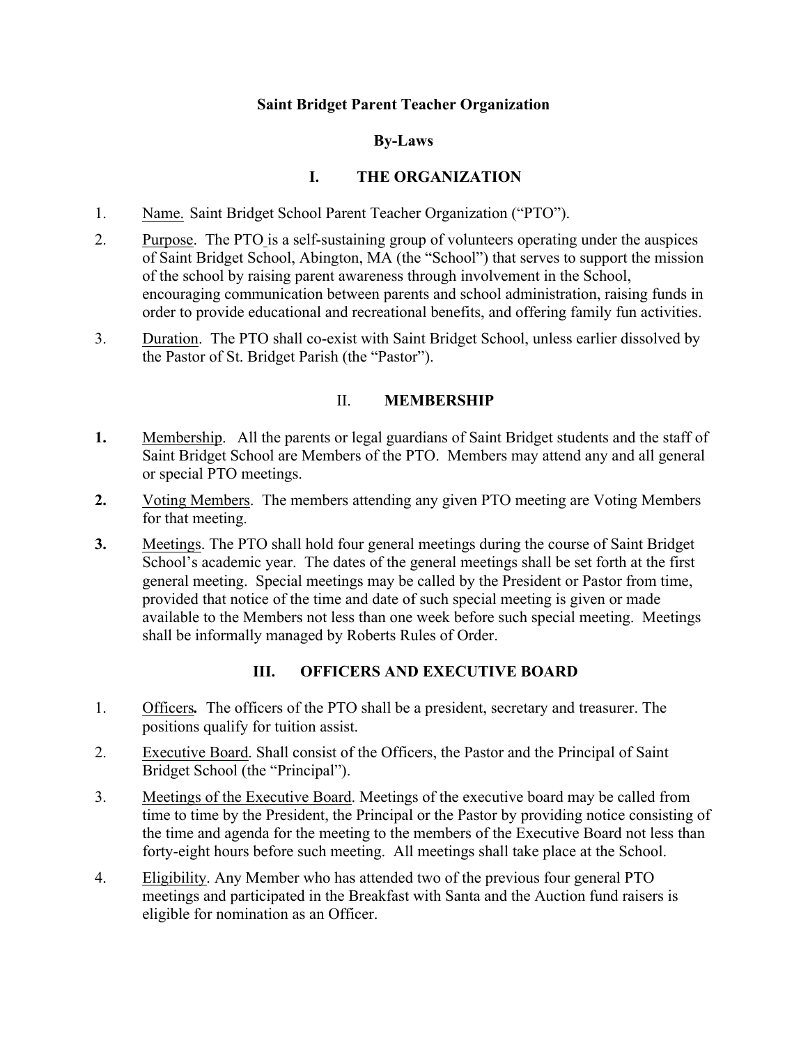# Saint Bridget Parent Teacher Organization

## By-Laws

## I. THE ORGANIZATION

1. Name. Saint Bridget School Parent Teacher Organization ("PTO").

2. Purpose. The PTO is a self-sustaining group of volunteers operating under the auspices of Saint Bridget School, Abington, MA (the "School") that serves to support the mission of the school by raising parent awareness through involvement in the School, encouraging communication between parents and school administration, raising funds in order to provide educational and recreational benefits, and offering family fun activities.

3. Duration. The PTO shall co-exist with Saint Bridget School, unless earlier dissolved by the Pastor of St. Bridget Parish (the "Pastor").

## II. MEMBERSHIP

**1.** Membership. All the parents or legal guardians of Saint Bridget students and the staff of Saint Bridget School are Members of the PTO. Members may attend any and all general or special PTO meetings.

**2.** Voting Members. The members attending any given PTO meeting are Voting Members for that meeting.

**3.** Meetings. The PTO shall hold four general meetings during the course of Saint Bridget School's academic year. The dates of the general meetings shall be set forth at the first general meeting. Special meetings may be called by the President or Pastor from time, provided that notice of the time and date of such special meeting is given or made available to the Members not less than one week before such special meeting. Meetings shall be informally managed by Roberts Rules of Order.

## III. OFFICERS AND EXECUTIVE BOARD

1. Officers**.** The officers of the PTO shall be a president, secretary and treasurer. The positions qualify for tuition assist.

2. Executive Board. Shall consist of the Officers, the Pastor and the Principal of Saint Bridget School (the "Principal").

3. Meetings of the Executive Board. Meetings of the executive board may be called from time to time by the President, the Principal or the Pastor by providing notice consisting of the time and agenda for the meeting to the members of the Executive Board not less than forty-eight hours before such meeting. All meetings shall take place at the School.

4. Eligibility. Any Member who has attended two of the previous four general PTO meetings and participated in the Breakfast with Santa and the Auction fund raisers is eligible for nomination as an Officer.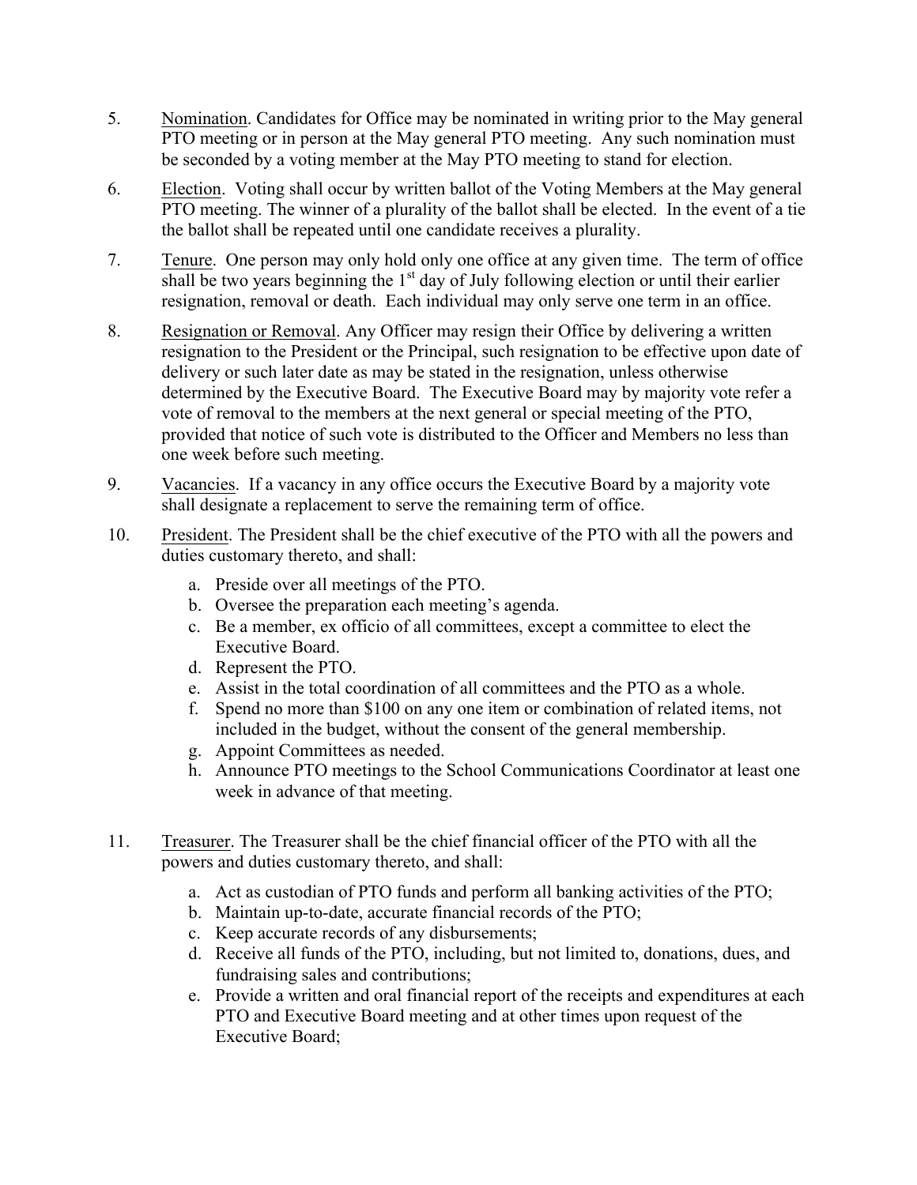5. Nomination. Candidates for Office may be nominated in writing prior to the May general PTO meeting or in person at the May general PTO meeting. Any such nomination must be seconded by a voting member at the May PTO meeting to stand for election.

6. Election. Voting shall occur by written ballot of the Voting Members at the May general PTO meeting. The winner of a plurality of the ballot shall be elected. In the event of a tie the ballot shall be repeated until one candidate receives a plurality.

7. Tenure. One person may only hold only one office at any given time. The term of office shall be two years beginning the 1st day of July following election or until their earlier resignation, removal or death. Each individual may only serve one term in an office.

8. Resignation or Removal. Any Officer may resign their Office by delivering a written resignation to the President or the Principal, such resignation to be effective upon date of delivery or such later date as may be stated in the resignation, unless otherwise determined by the Executive Board. The Executive Board may by majority vote refer a vote of removal to the members at the next general or special meeting of the PTO, provided that notice of such vote is distributed to the Officer and Members no less than one week before such meeting.

9. Vacancies. If a vacancy in any office occurs the Executive Board by a majority vote shall designate a replacement to serve the remaining term of office.

10. President. The President shall be the chief executive of the PTO with all the powers and duties customary thereto, and shall:

    a. Preside over all meetings of the PTO.
    b. Oversee the preparation each meeting's agenda.
    c. Be a member, ex officio of all committees, except a committee to elect the Executive Board.
    d. Represent the PTO.
    e. Assist in the total coordination of all committees and the PTO as a whole.
    f. Spend no more than $100 on any one item or combination of related items, not included in the budget, without the consent of the general membership.
    g. Appoint Committees as needed.
    h. Announce PTO meetings to the School Communications Coordinator at least one week in advance of that meeting.

11. Treasurer. The Treasurer shall be the chief financial officer of the PTO with all the powers and duties customary thereto, and shall:

    a. Act as custodian of PTO funds and perform all banking activities of the PTO;
    b. Maintain up-to-date, accurate financial records of the PTO;
    c. Keep accurate records of any disbursements;
    d. Receive all funds of the PTO, including, but not limited to, donations, dues, and fundraising sales and contributions;
    e. Provide a written and oral financial report of the receipts and expenditures at each PTO and Executive Board meeting and at other times upon request of the Executive Board;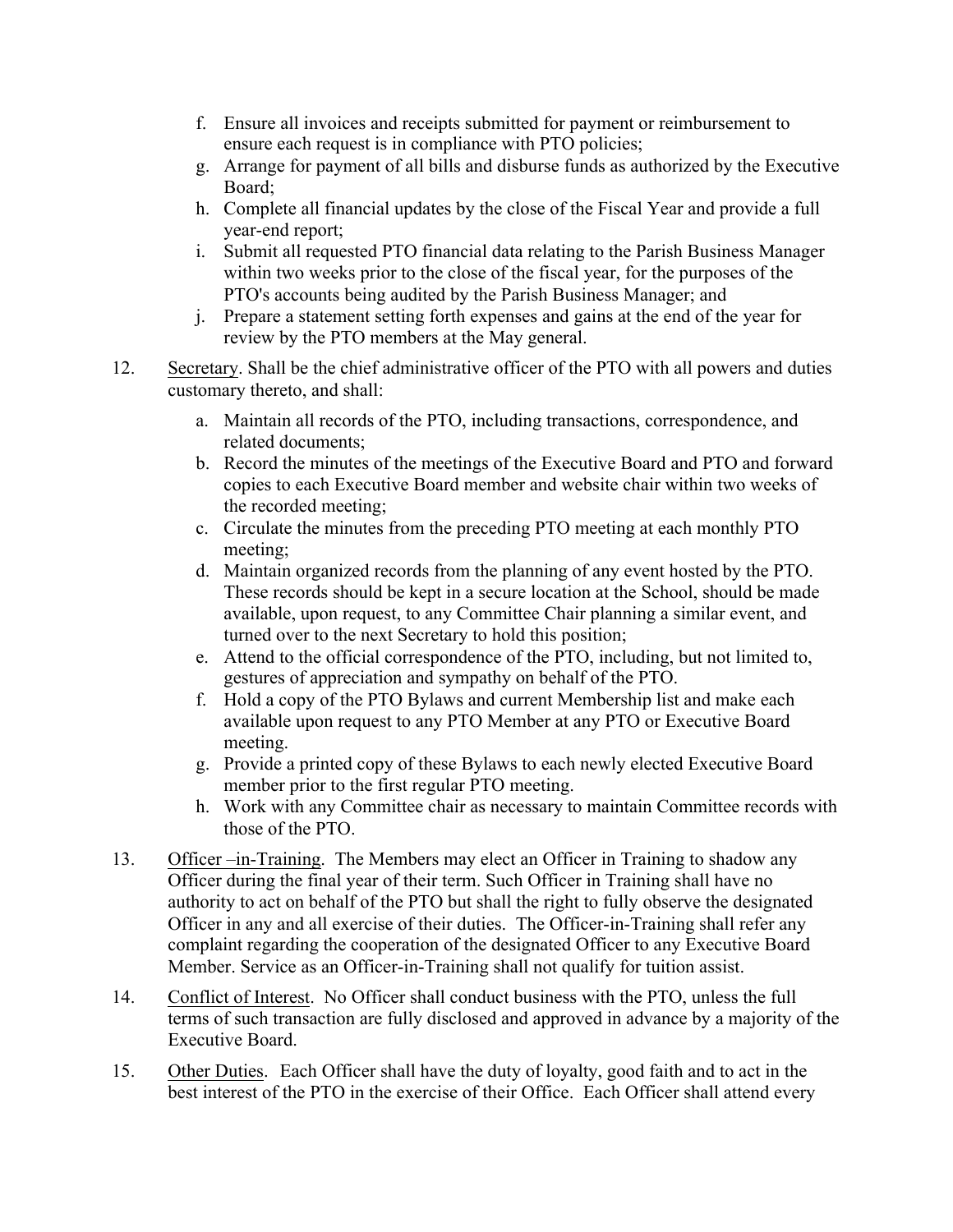f. Ensure all invoices and receipts submitted for payment or reimbursement to ensure each request is in compliance with PTO policies;
g. Arrange for payment of all bills and disburse funds as authorized by the Executive Board;
h. Complete all financial updates by the close of the Fiscal Year and provide a full year-end report;
i. Submit all requested PTO financial data relating to the Parish Business Manager within two weeks prior to the close of the fiscal year, for the purposes of the PTO's accounts being audited by the Parish Business Manager; and
j. Prepare a statement setting forth expenses and gains at the end of the year for review by the PTO members at the May general.

12. <u>Secretary</u>. Shall be the chief administrative officer of the PTO with all powers and duties customary thereto, and shall:

    a. Maintain all records of the PTO, including transactions, correspondence, and related documents;
    b. Record the minutes of the meetings of the Executive Board and PTO and forward copies to each Executive Board member and website chair within two weeks of the recorded meeting;
    c. Circulate the minutes from the preceding PTO meeting at each monthly PTO meeting;
    d. Maintain organized records from the planning of any event hosted by the PTO. These records should be kept in a secure location at the School, should be made available, upon request, to any Committee Chair planning a similar event, and turned over to the next Secretary to hold this position;
    e. Attend to the official correspondence of the PTO, including, but not limited to, gestures of appreciation and sympathy on behalf of the PTO.
    f. Hold a copy of the PTO Bylaws and current Membership list and make each available upon request to any PTO Member at any PTO or Executive Board meeting.
    g. Provide a printed copy of these Bylaws to each newly elected Executive Board member prior to the first regular PTO meeting.
    h. Work with any Committee chair as necessary to maintain Committee records with those of the PTO.

13. <u>Officer –in-Training</u>. The Members may elect an Officer in Training to shadow any Officer during the final year of their term. Such Officer in Training shall have no authority to act on behalf of the PTO but shall the right to fully observe the designated Officer in any and all exercise of their duties. The Officer-in-Training shall refer any complaint regarding the cooperation of the designated Officer to any Executive Board Member. Service as an Officer-in-Training shall not qualify for tuition assist.

14. <u>Conflict of Interest</u>. No Officer shall conduct business with the PTO, unless the full terms of such transaction are fully disclosed and approved in advance by a majority of the Executive Board.

15. <u>Other Duties</u>. Each Officer shall have the duty of loyalty, good faith and to act in the best interest of the PTO in the exercise of their Office. Each Officer shall attend every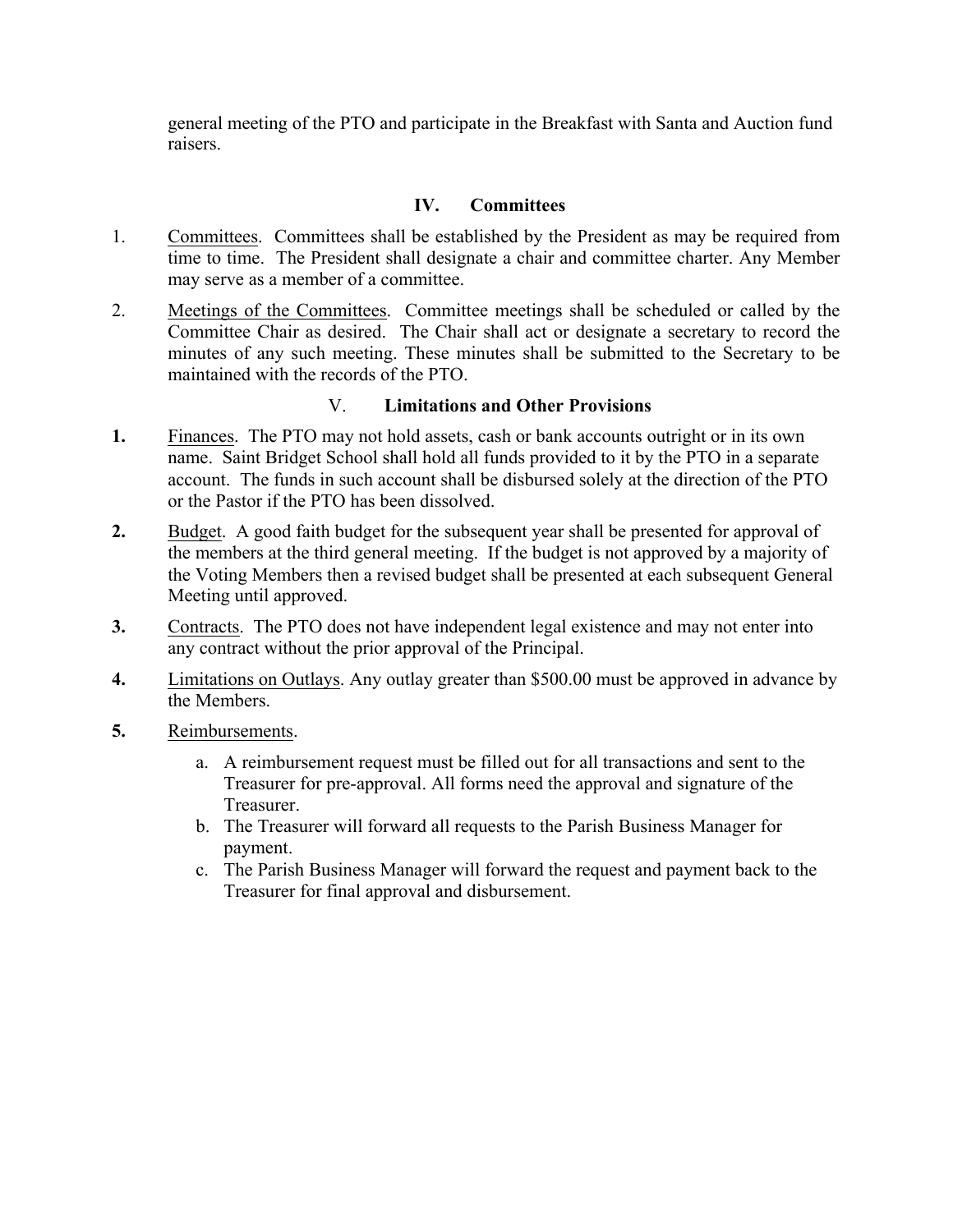general meeting of the PTO and participate in the Breakfast with Santa and Auction fund raisers.

## IV. Committees

1. Committees. Committees shall be established by the President as may be required from time to time. The President shall designate a chair and committee charter. Any Member may serve as a member of a committee.

2. Meetings of the Committees. Committee meetings shall be scheduled or called by the Committee Chair as desired. The Chair shall act or designate a secretary to record the minutes of any such meeting. These minutes shall be submitted to the Secretary to be maintained with the records of the PTO.

## V. Limitations and Other Provisions

**1.** Finances. The PTO may not hold assets, cash or bank accounts outright or in its own name. Saint Bridget School shall hold all funds provided to it by the PTO in a separate account. The funds in such account shall be disbursed solely at the direction of the PTO or the Pastor if the PTO has been dissolved.

**2.** Budget. A good faith budget for the subsequent year shall be presented for approval of the members at the third general meeting. If the budget is not approved by a majority of the Voting Members then a revised budget shall be presented at each subsequent General Meeting until approved.

**3.** Contracts. The PTO does not have independent legal existence and may not enter into any contract without the prior approval of the Principal.

**4.** Limitations on Outlays. Any outlay greater than $500.00 must be approved in advance by the Members.

**5.** Reimbursements.

   a. A reimbursement request must be filled out for all transactions and sent to the Treasurer for pre-approval. All forms need the approval and signature of the Treasurer.
   b. The Treasurer will forward all requests to the Parish Business Manager for payment.
   c. The Parish Business Manager will forward the request and payment back to the Treasurer for final approval and disbursement.